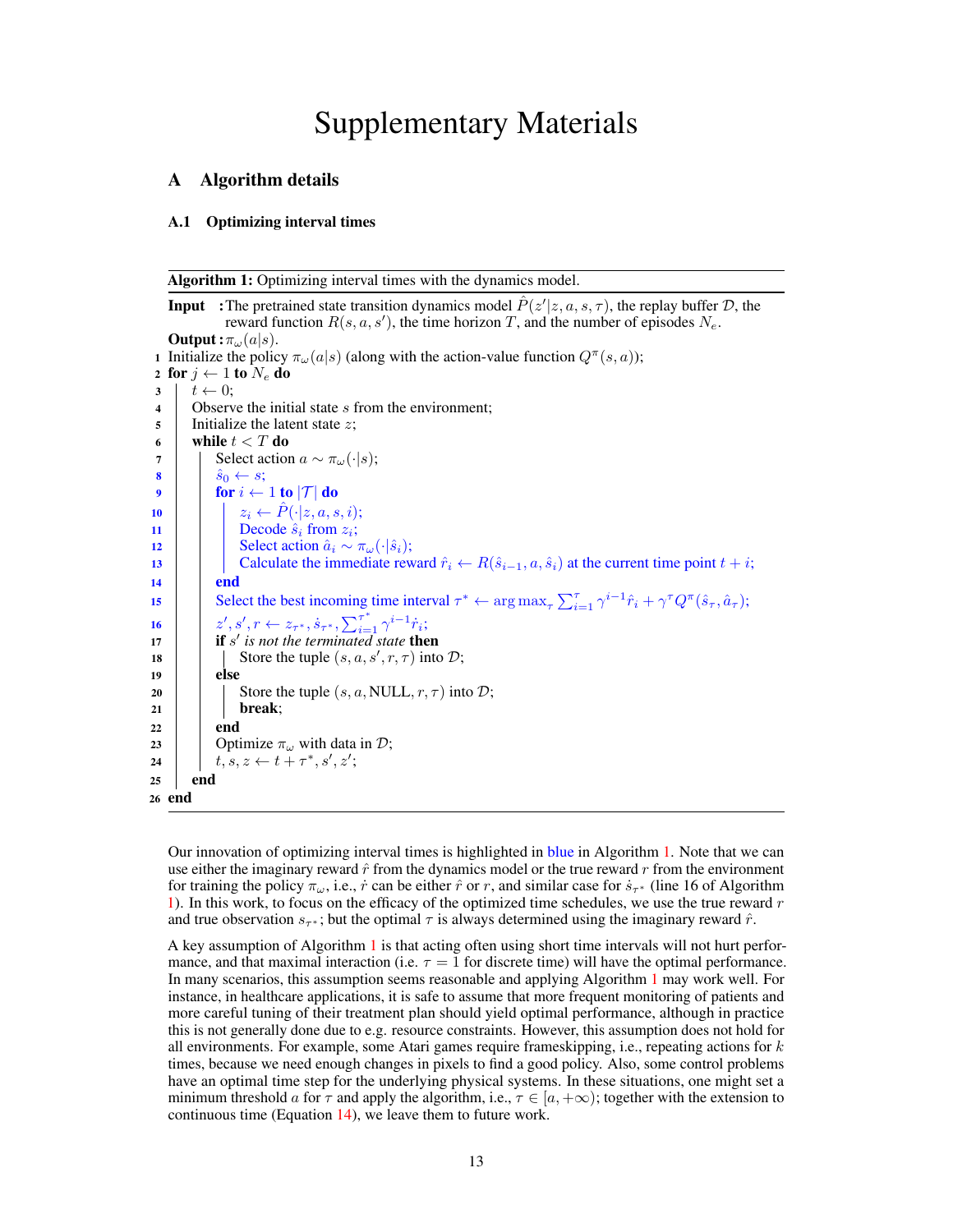# Supplementary Materials

## A Algorithm details

### A.1 Optimizing interval times

**Algorithm 1:** Optimizing interval times with the dynamics model.

```
Input  : The pretrained state transition dynamics model P̂(z'|z, a, s, τ), the replay buffer D, the
         reward function R(s, a, s'), the time horizon T, and the number of episodes N_e.
Output : π_ω(a|s).
1  Initialize the policy π_ω(a|s) (along with the action-value function Q^π(s, a));
2  for j ← 1 to N_e do
3      t ← 0;
4      Observe the initial state s from the environment;
5      Initialize the latent state z;
6      while t < T do
7          Select action a ~ π_ω(·|s);
8          ŝ_0 ← s;
9          for i ← 1 to |𝒯| do
10             z_i ← P̂(·|z, a, s, i);
11             Decode ŝ_i from z_i;
12             Select action â_i ~ π_ω(·|ŝ_i);
13             Calculate the immediate reward r̂_i ← R(ŝ_{i-1}, a, ŝ_i) at the current time point t + i;
14         end
15         Select the best incoming time interval τ* ← argmax_τ Σ_{i=1}^{τ} γ^{i-1} r̂_i + γ^τ Q^π(ŝ_τ, â_τ);
16         z', s', r ← z_{τ*}, ṡ_{τ*}, Σ_{i=1}^{τ*} γ^{i-1} ṙ_i;
17         if s' is not the terminated state then
18             Store the tuple (s, a, s', r, τ) into D;
19         else
20             Store the tuple (s, a, NULL, r, τ) into D;
21             break;
22         end
23         Optimize π_ω with data in D;
24         t, s, z ← t + τ*, s', z';
25     end
26 end
```

Our innovation of optimizing interval times is highlighted in blue in Algorithm 1. Note that we can use either the imaginary reward $\hat{r}$ from the dynamics model or the true reward $r$ from the environment for training the policy $\pi_\omega$, i.e., $\dot{r}$ can be either $\hat{r}$ or $r$, and similar case for $\dot{s}_{\tau^*}$ (line 16 of Algorithm 1). In this work, to focus on the efficacy of the optimized time schedules, we use the true reward $r$ and true observation $s_{\tau^*}$; but the optimal $\tau$ is always determined using the imaginary reward $\hat{r}$.

A key assumption of Algorithm 1 is that acting often using short time intervals will not hurt performance, and that maximal interaction (i.e. $\tau = 1$ for discrete time) will have the optimal performance. In many scenarios, this assumption seems reasonable and applying Algorithm 1 may work well. For instance, in healthcare applications, it is safe to assume that more frequent monitoring of patients and more careful tuning of their treatment plan should yield optimal performance, although in practice this is not generally done due to e.g. resource constraints. However, this assumption does not hold for all environments. For example, some Atari games require frameskipping, i.e., repeating actions for $k$ times, because we need enough changes in pixels to find a good policy. Also, some control problems have an optimal time step for the underlying physical systems. In these situations, one might set a minimum threshold $a$ for $\tau$ and apply the algorithm, i.e., $\tau \in [a, +\infty)$; together with the extension to continuous time (Equation 14), we leave them to future work.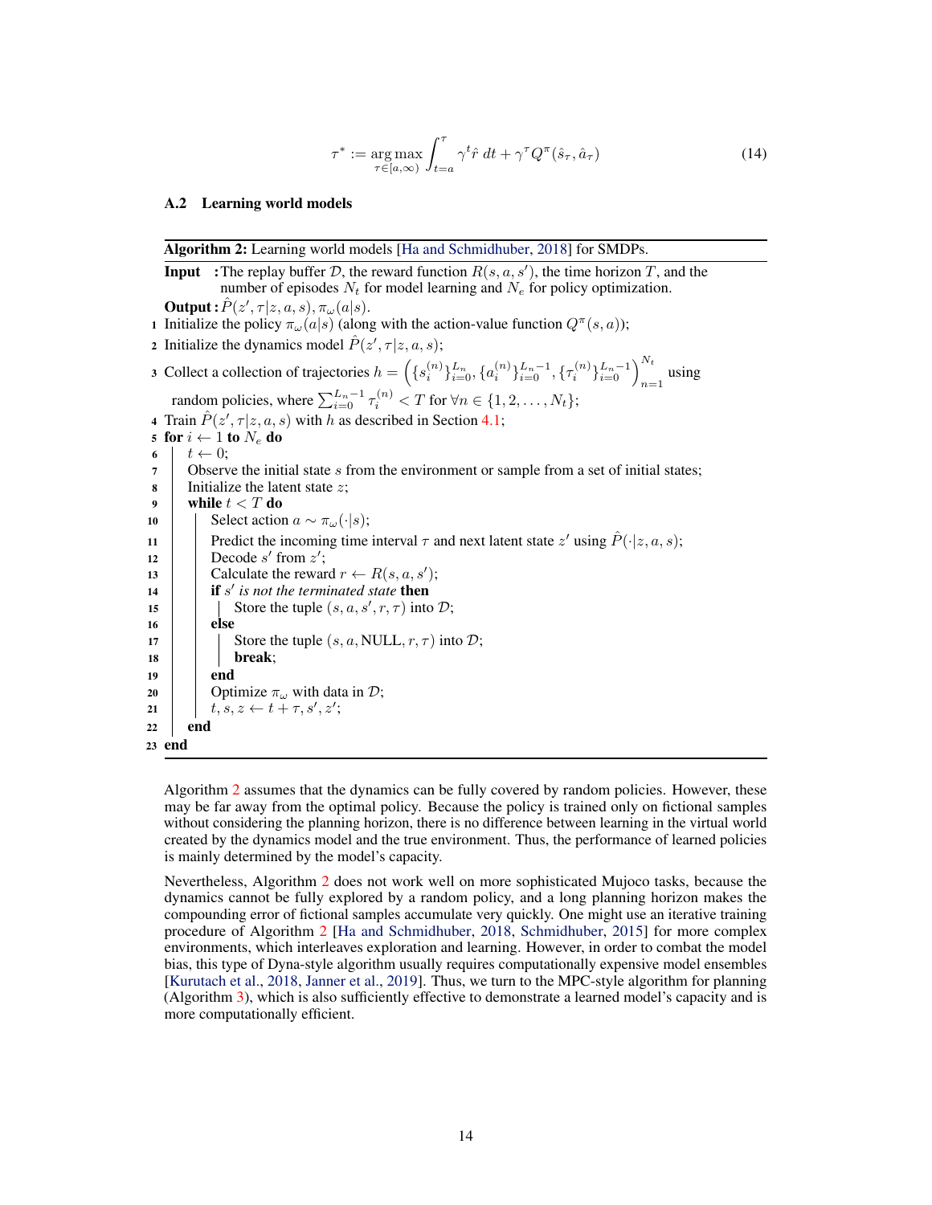$$\tau^* := \mathop{\arg\max}_{\tau \in [a, \infty)} \int_{t=a}^{\tau} \gamma^t \hat{r} \, dt + \gamma^\tau Q^\pi(\hat{s}_\tau, \hat{a}_\tau) \tag{14}$$

### A.2 Learning world models

**Algorithm 2:** Learning world models [Ha and Schmidhuber, 2018] for SMDPs.

**Input :** The replay buffer $\mathcal{D}$, the reward function $R(s, a, s')$, the time horizon $T$, and the number of episodes $N_t$ for model learning and $N_e$ for policy optimization.

**Output :** $\hat{P}(z', \tau | z, a, s)$, $\pi_\omega(a|s)$.

```
1  Initialize the policy π_ω(a|s) (along with the action-value function Q^π(s,a));
2  Initialize the dynamics model P̂(z', τ|z, a, s);
3  Collect a collection of trajectories h = ({s_i^(n)}_{i=0}^{L_n}, {a_i^(n)}_{i=0}^{L_n-1}, {τ_i^(n)}_{i=0}^{L_n-1})_{n=1}^{N_t} using
   random policies, where Σ_{i=0}^{L_n-1} τ_i^(n) < T for ∀n ∈ {1, 2, ..., N_t};
4  Train P̂(z', τ|z, a, s) with h as described in Section 4.1;
5  for i ← 1 to N_e do
6      t ← 0;
7      Observe the initial state s from the environment or sample from a set of initial states;
8      Initialize the latent state z;
9      while t < T do
10         Select action a ~ π_ω(·|s);
11         Predict the incoming time interval τ and next latent state z' using P̂(·|z, a, s);
12         Decode s' from z';
13         Calculate the reward r ← R(s, a, s');
14         if s' is not the terminated state then
15             Store the tuple (s, a, s', r, τ) into D;
16         else
17             Store the tuple (s, a, NULL, r, τ) into D;
18             break;
19         end
20         Optimize π_ω with data in D;
21         t, s, z ← t + τ, s', z';
22     end
23 end
```

Algorithm 2 assumes that the dynamics can be fully covered by random policies. However, these may be far away from the optimal policy. Because the policy is trained only on fictional samples without considering the planning horizon, there is no difference between learning in the virtual world created by the dynamics model and the true environment. Thus, the performance of learned policies is mainly determined by the model's capacity.

Nevertheless, Algorithm 2 does not work well on more sophisticated Mujoco tasks, because the dynamics cannot be fully explored by a random policy, and a long planning horizon makes the compounding error of fictional samples accumulate very quickly. One might use an iterative training procedure of Algorithm 2 [Ha and Schmidhuber, 2018, Schmidhuber, 2015] for more complex environments, which interleaves exploration and learning. However, in order to combat the model bias, this type of Dyna-style algorithm usually requires computationally expensive model ensembles [Kurutach et al., 2018, Janner et al., 2019]. Thus, we turn to the MPC-style algorithm for planning (Algorithm 3), which is also sufficiently effective to demonstrate a learned model's capacity and is more computationally efficient.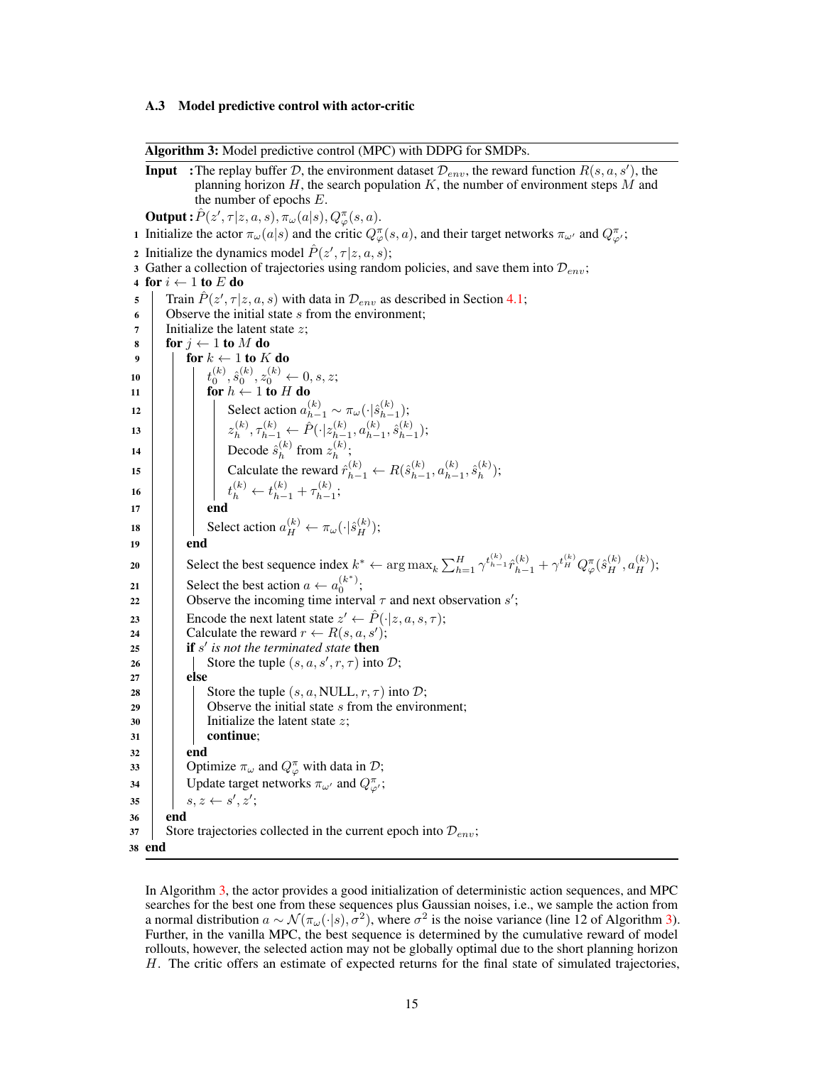### A.3 Model predictive control with actor-critic

**Algorithm 3:** Model predictive control (MPC) with DDPG for SMDPs.

**Input** : The replay buffer $\mathcal{D}$, the environment dataset $\mathcal{D}_{env}$, the reward function $R(s, a, s')$, the planning horizon $H$, the search population $K$, the number of environment steps $M$ and the number of epochs $E$.

**Output** : $\hat{P}(z', \tau | z, a, s), \pi_\omega(a|s), Q^\pi_\varphi(s, a)$.

```
1  Initialize the actor π_ω(a|s) and the critic Q^π_φ(s,a), and their target networks π_ω' and Q^π_φ';
2  Initialize the dynamics model P̂(z', τ|z, a, s);
3  Gather a collection of trajectories using random policies, and save them into D_env;
4  for i ← 1 to E do
5      Train P̂(z', τ|z, a, s) with data in D_env as described in Section 4.1;
6      Observe the initial state s from the environment;
7      Initialize the latent state z;
8      for j ← 1 to M do
9          for k ← 1 to K do
10             t_0^(k), ŝ_0^(k), z_0^(k) ← 0, s, z;
11             for h ← 1 to H do
12                 Select action a_{h-1}^(k) ~ π_ω(·|ŝ_{h-1}^(k));
13                 z_h^(k), τ_{h-1}^(k) ← P̂(·|z_{h-1}^(k), a_{h-1}^(k), ŝ_{h-1}^(k));
14                 Decode ŝ_h^(k) from z_h^(k);
15                 Calculate the reward r̂_{h-1}^(k) ← R(ŝ_{h-1}^(k), a_{h-1}^(k), ŝ_h^(k));
16                 t_h^(k) ← t_{h-1}^(k) + τ_{h-1}^(k);
17             end
18             Select action a_H^(k) ← π_ω(·|ŝ_H^(k));
19         end
20         Select the best sequence index k* ← argmax_k Σ_{h=1}^{H} γ^{t_{h-1}^(k)} r̂_{h-1}^(k) + γ^{t_H^(k)} Q^π_φ(ŝ_H^(k), a_H^(k));
21         Select the best action a ← a_0^(k*);
22         Observe the incoming time interval τ and next observation s';
23         Encode the next latent state z' ← P̂(·|z, a, s, τ);
24         Calculate the reward r ← R(s, a, s');
25         if s' is not the terminated state then
26             Store the tuple (s, a, s', r, τ) into D;
27         else
28             Store the tuple (s, a, NULL, r, τ) into D;
29             Observe the initial state s from the environment;
30             Initialize the latent state z;
31             continue;
32         end
33         Optimize π_ω and Q^π_φ with data in D;
34         Update target networks π_ω' and Q^π_φ';
35         s, z ← s', z';
36     end
37     Store trajectories collected in the current epoch into D_env;
38 end
```

In Algorithm 3, the actor provides a good initialization of deterministic action sequences, and MPC searches for the best one from these sequences plus Gaussian noises, i.e., we sample the action from a normal distribution $a \sim \mathcal{N}(\pi_\omega(\cdot|s), \sigma^2)$, where $\sigma^2$ is the noise variance (line 12 of Algorithm 3). Further, in the vanilla MPC, the best sequence is determined by the cumulative reward of model rollouts, however, the selected action may not be globally optimal due to the short planning horizon $H$. The critic offers an estimate of expected returns for the final state of simulated trajectories,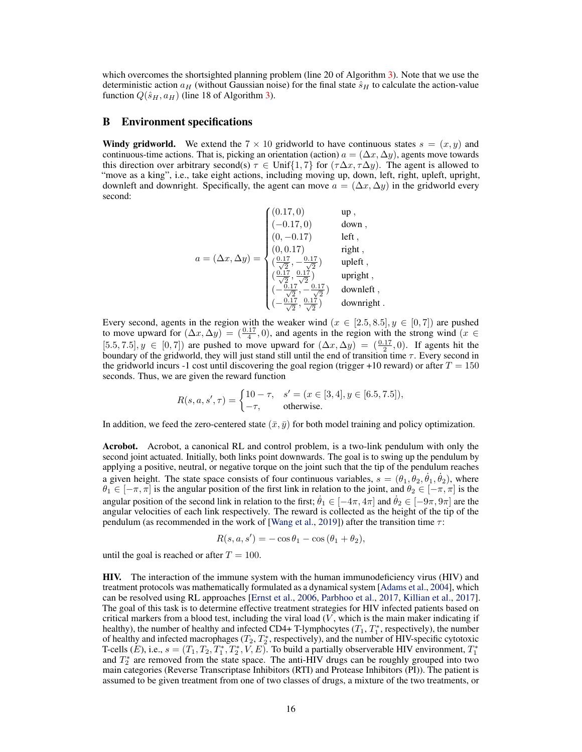which overcomes the shortsighted planning problem (line 20 of Algorithm 3). Note that we use the deterministic action $a_H$ (without Gaussian noise) for the final state $\hat{s}_H$ to calculate the action-value function $Q(\hat{s}_H, a_H)$ (line 18 of Algorithm 3).

## B Environment specifications

**Windy gridworld.** We extend the $7 \times 10$ gridworld to have continuous states $s = (x, y)$ and continuous-time actions. That is, picking an orientation (action) $a = (\Delta x, \Delta y)$, agents move towards this direction over arbitrary second(s) $\tau \in \text{Unif}\{1, 7\}$ for $(\tau\Delta x, \tau\Delta y)$. The agent is allowed to "move as a king", i.e., take eight actions, including moving up, down, left, right, upleft, upright, downleft and downright. Specifically, the agent can move $a = (\Delta x, \Delta y)$ in the gridworld every second:

$$
a = (\Delta x, \Delta y) = \begin{cases} (0.17, 0) & \text{up}, \\ (-0.17, 0) & \text{down}, \\ (0, -0.17) & \text{left}, \\ (0, 0.17) & \text{right}, \\ (\frac{0.17}{\sqrt{2}}, -\frac{0.17}{\sqrt{2}}) & \text{upleft}, \\ (\frac{0.17}{\sqrt{2}}, \frac{0.17}{\sqrt{2}}) & \text{upright}, \\ (-\frac{0.17}{\sqrt{2}}, -\frac{0.17}{\sqrt{2}}) & \text{downleft}, \\ (-\frac{0.17}{\sqrt{2}}, \frac{0.17}{\sqrt{2}}) & \text{downright}. \end{cases}
$$

Every second, agents in the region with the weaker wind ($x \in [2.5, 8.5], y \in [0, 7]$) are pushed to move upward for $(\Delta x, \Delta y) = (\frac{0.17}{4}, 0)$, and agents in the region with the strong wind ($x \in [5.5, 7.5], y \in [0, 7]$) are pushed to move upward for $(\Delta x, \Delta y) = (\frac{0.17}{2}, 0)$. If agents hit the boundary of the gridworld, they will just stand still until the end of transition time $\tau$. Every second in the gridworld incurs -1 cost until discovering the goal region (trigger +10 reward) or after $T = 150$ seconds. Thus, we are given the reward function

$$
R(s, a, s', \tau) = \begin{cases} 10 - \tau, & s' = (x \in [3, 4], y \in [6.5, 7.5]), \\ -\tau, & \text{otherwise}. \end{cases}
$$

In addition, we feed the zero-centered state $(\bar{x}, \bar{y})$ for both model training and policy optimization.

**Acrobot.** Acrobot, a canonical RL and control problem, is a two-link pendulum with only the second joint actuated. Initially, both links point downwards. The goal is to swing up the pendulum by applying a positive, neutral, or negative torque on the joint such that the tip of the pendulum reaches a given height. The state space consists of four continuous variables, $s = (\theta_1, \theta_2, \dot{\theta}_1, \dot{\theta}_2)$, where $\theta_1 \in [-\pi, \pi]$ is the angular position of the first link in relation to the joint, and $\theta_2 \in [-\pi, \pi]$ is the angular position of the second link in relation to the first; $\dot{\theta}_1 \in [-4\pi, 4\pi]$ and $\dot{\theta}_2 \in [-9\pi, 9\pi]$ are the angular velocities of each link respectively. The reward is collected as the height of the tip of the pendulum (as recommended in the work of [Wang et al., 2019]) after the transition time $\tau$:

$$
R(s, a, s') = -\cos\theta_1 - \cos(\theta_1 + \theta_2),
$$

until the goal is reached or after $T = 100$.

**HIV.** The interaction of the immune system with the human immunodeficiency virus (HIV) and treatment protocols was mathematically formulated as a dynamical system [Adams et al., 2004], which can be resolved using RL approaches [Ernst et al., 2006, Parbhoo et al., 2017, Killian et al., 2017]. The goal of this task is to determine effective treatment strategies for HIV infected patients based on critical markers from a blood test, including the viral load ($V$, which is the main maker indicating if healthy), the number of healthy and infected CD4+ T-lymphocytes ($T_1$, $T_1^*$, respectively), the number of healthy and infected macrophages ($T_2$, $T_2^*$, respectively), and the number of HIV-specific cytotoxic T-cells ($E$), i.e., $s = (T_1, T_2, T_1^*, T_2^*, V, E)$. To build a partially observerable HIV environment, $T_1^*$ and $T_2^*$ are removed from the state space. The anti-HIV drugs can be roughly grouped into two main categories (Reverse Transcriptase Inhibitors (RTI) and Protease Inhibitors (PI)). The patient is assumed to be given treatment from one of two classes of drugs, a mixture of the two treatments, or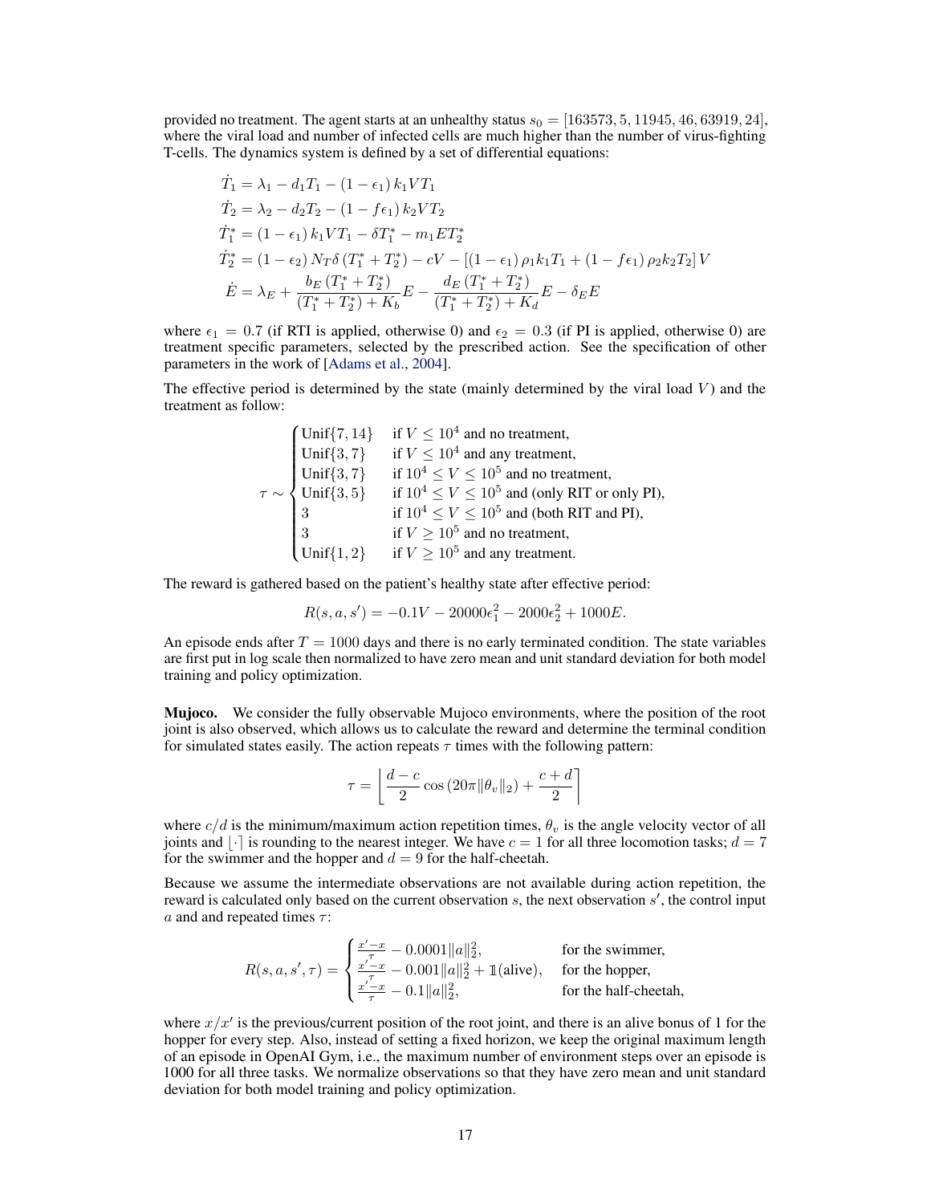provided no treatment. The agent starts at an unhealthy status $s_0 = [163573, 5, 11945, 46, 63919, 24]$, where the viral load and number of infected cells are much higher than the number of virus-fighting T-cells. The dynamics system is defined by a set of differential equations:

$$
\begin{aligned}
\dot{T}_1 &= \lambda_1 - d_1 T_1 - (1 - \epsilon_1) k_1 V T_1 \\
\dot{T}_2 &= \lambda_2 - d_2 T_2 - (1 - f\epsilon_1) k_2 V T_2 \\
\dot{T}_1^* &= (1 - \epsilon_1) k_1 V T_1 - \delta T_1^* - m_1 E T_2^* \\
\dot{T}_2^* &= (1 - \epsilon_2) N_T \delta (T_1^* + T_2^*) - cV - [(1 - \epsilon_1) \rho_1 k_1 T_1 + (1 - f\epsilon_1) \rho_2 k_2 T_2] V \\
\dot{E} &= \lambda_E + \frac{b_E (T_1^* + T_2^*)}{(T_1^* + T_2^*) + K_b} E - \frac{d_E (T_1^* + T_2^*)}{(T_1^* + T_2^*) + K_d} E - \delta_E E
\end{aligned}
$$

where $\epsilon_1 = 0.7$ (if RTI is applied, otherwise 0) and $\epsilon_2 = 0.3$ (if PI is applied, otherwise 0) are treatment specific parameters, selected by the prescribed action. See the specification of other parameters in the work of [Adams et al., 2004].

The effective period is determined by the state (mainly determined by the viral load $V$) and the treatment as follow:

$$
\tau \sim \begin{cases}
\text{Unif}\{7, 14\} & \text{if } V \leq 10^4 \text{ and no treatment,} \\
\text{Unif}\{3, 7\} & \text{if } V \leq 10^4 \text{ and any treatment,} \\
\text{Unif}\{3, 7\} & \text{if } 10^4 \leq V \leq 10^5 \text{ and no treatment,} \\
\text{Unif}\{3, 5\} & \text{if } 10^4 \leq V \leq 10^5 \text{ and (only RIT or only PI),} \\
3 & \text{if } 10^4 \leq V \leq 10^5 \text{ and (both RIT and PI),} \\
3 & \text{if } V \geq 10^5 \text{ and no treatment,} \\
\text{Unif}\{1, 2\} & \text{if } V \geq 10^5 \text{ and any treatment.}
\end{cases}
$$

The reward is gathered based on the patient's healthy state after effective period:

$$
R(s, a, s') = -0.1V - 20000\epsilon_1^2 - 2000\epsilon_2^2 + 1000E.
$$

An episode ends after $T = 1000$ days and there is no early terminated condition. The state variables are first put in log scale then normalized to have zero mean and unit standard deviation for both model training and policy optimization.

**Mujoco.** We consider the fully observable Mujoco environments, where the position of the root joint is also observed, which allows us to calculate the reward and determine the terminal condition for simulated states easily. The action repeats $\tau$ times with the following pattern:

$$
\tau = \left\lfloor \frac{d - c}{2} \cos\left(20\pi \|\theta_v\|_2\right) + \frac{c + d}{2} \right\rceil
$$

where $c/d$ is the minimum/maximum action repetition times, $\theta_v$ is the angle velocity vector of all joints and $\lfloor \cdot \rceil$ is rounding to the nearest integer. We have $c = 1$ for all three locomotion tasks; $d = 7$ for the swimmer and the hopper and $d = 9$ for the half-cheetah.

Because we assume the intermediate observations are not available during action repetition, the reward is calculated only based on the current observation $s$, the next observation $s'$, the control input $a$ and and repeated times $\tau$:

$$
R(s, a, s', \tau) = \begin{cases}
\frac{x' - x}{\tau} - 0.0001\|a\|_2^2, & \text{for the swimmer,} \\
\frac{x' - x}{\tau} - 0.001\|a\|_2^2 + \mathbb{1}(\text{alive}), & \text{for the hopper,} \\
\frac{x' - x}{\tau} - 0.1\|a\|_2^2, & \text{for the half-cheetah,}
\end{cases}
$$

where $x/x'$ is the previous/current position of the root joint, and there is an alive bonus of 1 for the hopper for every step. Also, instead of setting a fixed horizon, we keep the original maximum length of an episode in OpenAI Gym, i.e., the maximum number of environment steps over an episode is 1000 for all three tasks. We normalize observations so that they have zero mean and unit standard deviation for both model training and policy optimization.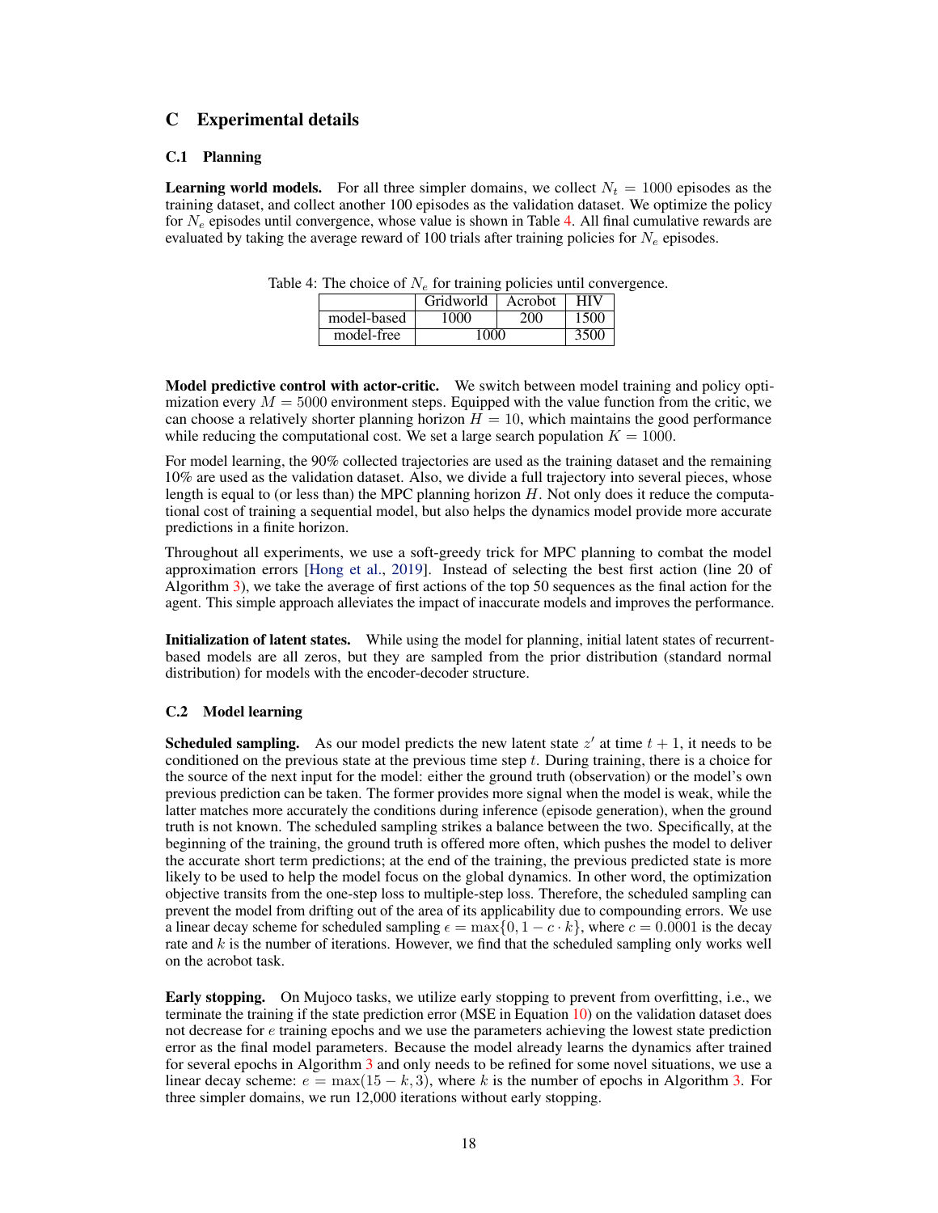# C Experimental details

## C.1 Planning

**Learning world models.** For all three simpler domains, we collect $N_t = 1000$ episodes as the training dataset, and collect another 100 episodes as the validation dataset. We optimize the policy for $N_e$ episodes until convergence, whose value is shown in Table 4. All final cumulative rewards are evaluated by taking the average reward of 100 trials after training policies for $N_e$ episodes.

Table 4: The choice of $N_e$ for training policies until convergence.

| | Gridworld | Acrobot | HIV |
|---|---|---|---|
| model-based | 1000 | 200 | 1500 |
| model-free | 1000 | | 3500 |

**Model predictive control with actor-critic.** We switch between model training and policy optimization every $M = 5000$ environment steps. Equipped with the value function from the critic, we can choose a relatively shorter planning horizon $H = 10$, which maintains the good performance while reducing the computational cost. We set a large search population $K = 1000$.

For model learning, the 90% collected trajectories are used as the training dataset and the remaining 10% are used as the validation dataset. Also, we divide a full trajectory into several pieces, whose length is equal to (or less than) the MPC planning horizon $H$. Not only does it reduce the computational cost of training a sequential model, but also helps the dynamics model provide more accurate predictions in a finite horizon.

Throughout all experiments, we use a soft-greedy trick for MPC planning to combat the model approximation errors [Hong et al., 2019]. Instead of selecting the best first action (line 20 of Algorithm 3), we take the average of first actions of the top 50 sequences as the final action for the agent. This simple approach alleviates the impact of inaccurate models and improves the performance.

**Initialization of latent states.** While using the model for planning, initial latent states of recurrent-based models are all zeros, but they are sampled from the prior distribution (standard normal distribution) for models with the encoder-decoder structure.

## C.2 Model learning

**Scheduled sampling.** As our model predicts the new latent state $z'$ at time $t+1$, it needs to be conditioned on the previous state at the previous time step $t$. During training, there is a choice for the source of the next input for the model: either the ground truth (observation) or the model's own previous prediction can be taken. The former provides more signal when the model is weak, while the latter matches more accurately the conditions during inference (episode generation), when the ground truth is not known. The scheduled sampling strikes a balance between the two. Specifically, at the beginning of the training, the ground truth is offered more often, which pushes the model to deliver the accurate short term predictions; at the end of the training, the previous predicted state is more likely to be used to help the model focus on the global dynamics. In other word, the optimization objective transits from the one-step loss to multiple-step loss. Therefore, the scheduled sampling can prevent the model from drifting out of the area of its applicability due to compounding errors. We use a linear decay scheme for scheduled sampling $\epsilon = \max\{0, 1 - c \cdot k\}$, where $c = 0.0001$ is the decay rate and $k$ is the number of iterations. However, we find that the scheduled sampling only works well on the acrobot task.

**Early stopping.** On Mujoco tasks, we utilize early stopping to prevent from overfitting, i.e., we terminate the training if the state prediction error (MSE in Equation 10) on the validation dataset does not decrease for $e$ training epochs and we use the parameters achieving the lowest state prediction error as the final model parameters. Because the model already learns the dynamics after trained for several epochs in Algorithm 3 and only needs to be refined for some novel situations, we use a linear decay scheme: $e = \max(15 - k, 3)$, where $k$ is the number of epochs in Algorithm 3. For three simpler domains, we run 12,000 iterations without early stopping.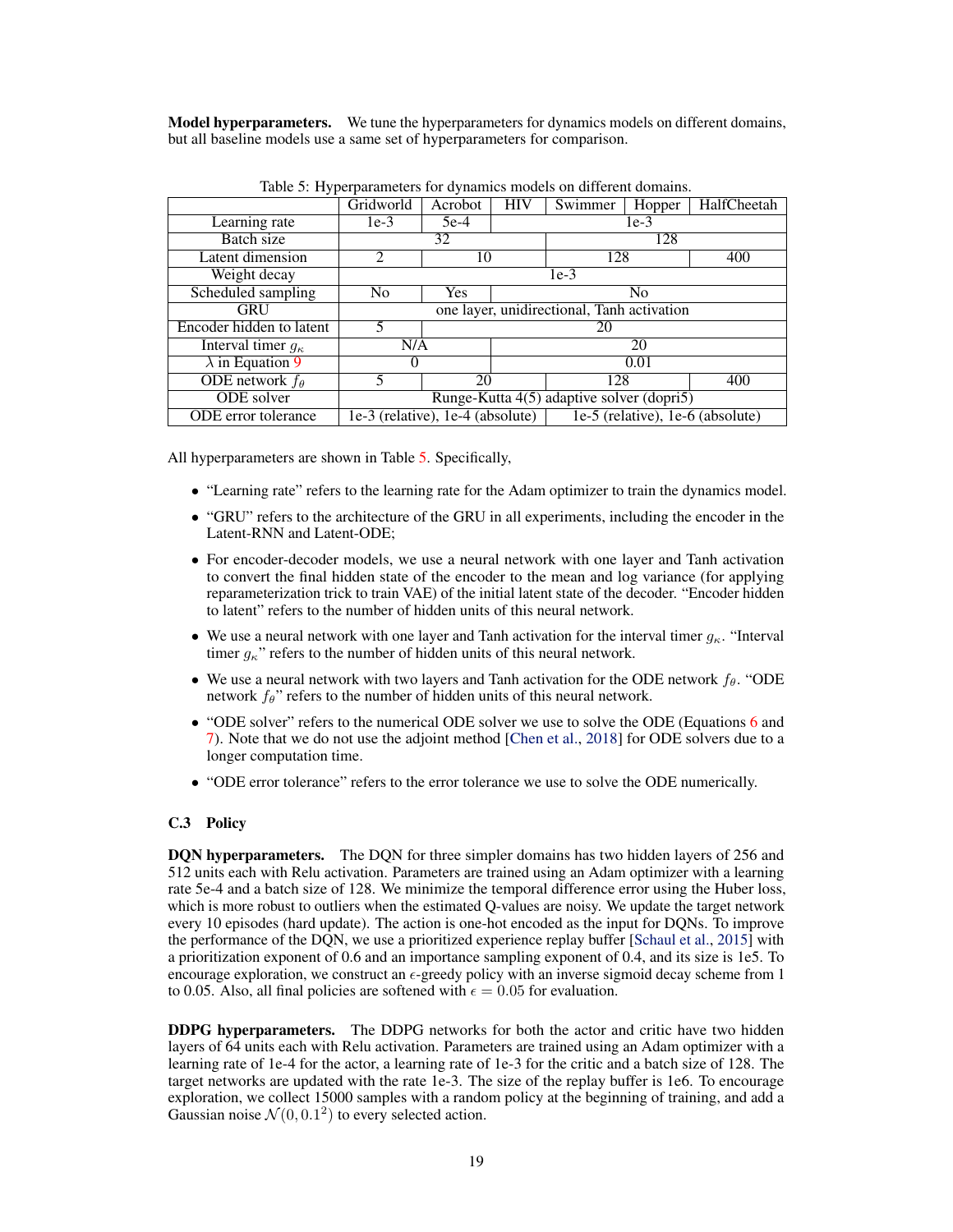**Model hyperparameters.** We tune the hyperparameters for dynamics models on different domains, but all baseline models use a same set of hyperparameters for comparison.

Table 5: Hyperparameters for dynamics models on different domains.

| | Gridworld | Acrobot | HIV | Swimmer | Hopper | HalfCheetah |
|---|---|---|---|---|---|---|
| Learning rate | 1e-3 | 5e-4 | 1e-3 | | | |
| Batch size | 32 | | | 128 | | |
| Latent dimension | 2 | 10 | | 128 | | 400 |
| Weight decay | 1e-3 | | | | | |
| Scheduled sampling | No | Yes | No | | | |
| GRU | one layer, unidirectional, Tanh activation | | | | | |
| Encoder hidden to latent | 5 | 20 | | | | |
| Interval timer $g_\kappa$ | N/A | | 20 | | | |
| $\lambda$ in Equation 9 | 0 | | 0.01 | | | |
| ODE network $f_\theta$ | 5 | 20 | | 128 | | 400 |
| ODE solver | Runge-Kutta 4(5) adaptive solver (dopri5) | | | | | |
| ODE error tolerance | 1e-3 (relative), 1e-4 (absolute) | | | 1e-5 (relative), 1e-6 (absolute) | | |

All hyperparameters are shown in Table 5. Specifically,

- "Learning rate" refers to the learning rate for the Adam optimizer to train the dynamics model.
- "GRU" refers to the architecture of the GRU in all experiments, including the encoder in the Latent-RNN and Latent-ODE;
- For encoder-decoder models, we use a neural network with one layer and Tanh activation to convert the final hidden state of the encoder to the mean and log variance (for applying reparameterization trick to train VAE) of the initial latent state of the decoder. "Encoder hidden to latent" refers to the number of hidden units of this neural network.
- We use a neural network with one layer and Tanh activation for the interval timer $g_\kappa$. "Interval timer $g_\kappa$" refers to the number of hidden units of this neural network.
- We use a neural network with two layers and Tanh activation for the ODE network $f_\theta$. "ODE network $f_\theta$" refers to the number of hidden units of this neural network.
- "ODE solver" refers to the numerical ODE solver we use to solve the ODE (Equations 6 and 7). Note that we do not use the adjoint method [Chen et al., 2018] for ODE solvers due to a longer computation time.
- "ODE error tolerance" refers to the error tolerance we use to solve the ODE numerically.

### C.3 Policy

**DQN hyperparameters.** The DQN for three simpler domains has two hidden layers of 256 and 512 units each with Relu activation. Parameters are trained using an Adam optimizer with a learning rate 5e-4 and a batch size of 128. We minimize the temporal difference error using the Huber loss, which is more robust to outliers when the estimated Q-values are noisy. We update the target network every 10 episodes (hard update). The action is one-hot encoded as the input for DQNs. To improve the performance of the DQN, we use a prioritized experience replay buffer [Schaul et al., 2015] with a prioritization exponent of 0.6 and an importance sampling exponent of 0.4, and its size is 1e5. To encourage exploration, we construct an $\epsilon$-greedy policy with an inverse sigmoid decay scheme from 1 to 0.05. Also, all final policies are softened with $\epsilon = 0.05$ for evaluation.

**DDPG hyperparameters.** The DDPG networks for both the actor and critic have two hidden layers of 64 units each with Relu activation. Parameters are trained using an Adam optimizer with a learning rate of 1e-4 for the actor, a learning rate of 1e-3 for the critic and a batch size of 128. The target networks are updated with the rate 1e-3. The size of the replay buffer is 1e6. To encourage exploration, we collect 15000 samples with a random policy at the beginning of training, and add a Gaussian noise $\mathcal{N}(0, 0.1^2)$ to every selected action.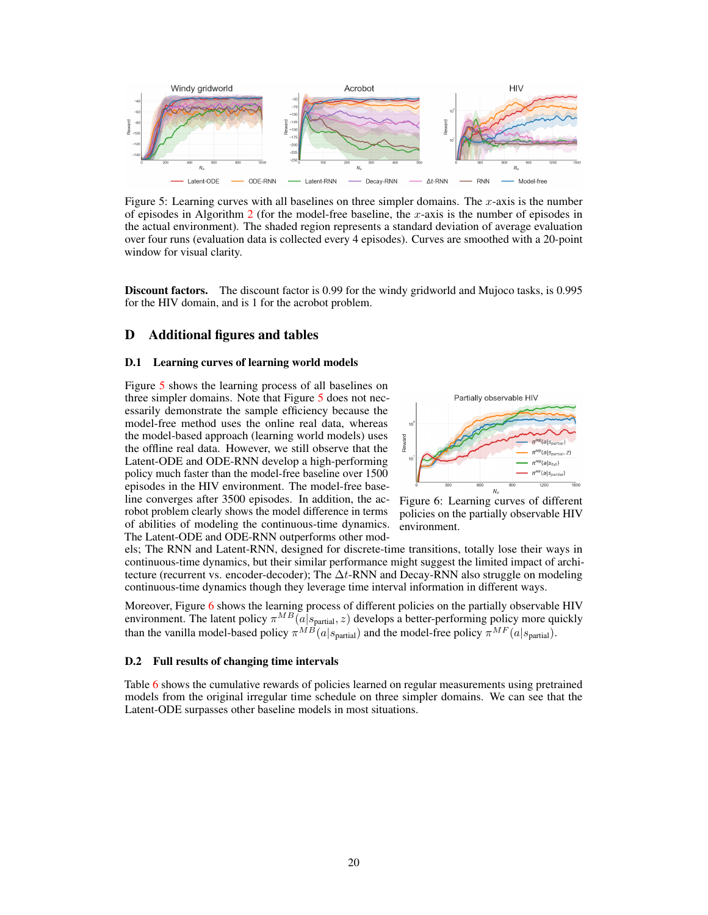Figure 5: Learning curves with all baselines on three simpler domains. The $x$-axis is the number of episodes in Algorithm 2 (for the model-free baseline, the $x$-axis is the number of episodes in the actual environment). The shaded region represents a standard deviation of average evaluation over four runs (evaluation data is collected every 4 episodes). Curves are smoothed with a 20-point window for visual clarity.

**Discount factors.** The discount factor is 0.99 for the windy gridworld and Mujoco tasks, is 0.995 for the HIV domain, and is 1 for the acrobot problem.

# D Additional figures and tables

## D.1 Learning curves of learning world models

Figure 5 shows the learning process of all baselines on three simpler domains. Note that Figure 5 does not necessarily demonstrate the sample efficiency because the model-free method uses the online real data, whereas the model-based approach (learning world models) uses the offline real data. However, we still observe that the Latent-ODE and ODE-RNN develop a high-performing policy much faster than the model-free baseline over 1500 episodes in the HIV environment. The model-free baseline converges after 3500 episodes. In addition, the acrobot problem clearly shows the model difference in terms of abilities of modeling the continuous-time dynamics. The Latent-ODE and ODE-RNN outperforms other models; The RNN and Latent-RNN, designed for discrete-time transitions, totally lose their ways in continuous-time dynamics, but their similar performance might suggest the limited impact of architecture (recurrent vs. encoder-decoder); The $\Delta t$-RNN and Decay-RNN also struggle on modeling continuous-time dynamics though they leverage time interval information in different ways.

Figure 6: Learning curves of different policies on the partially observable HIV environment.

Moreover, Figure 6 shows the learning process of different policies on the partially observable HIV environment. The latent policy $\pi^{MB}(a|s_{\text{partial}}, z)$ develops a better-performing policy more quickly than the vanilla model-based policy $\pi^{MB}(a|s_{\text{partial}})$ and the model-free policy $\pi^{MF}(a|s_{\text{partial}})$.

## D.2 Full results of changing time intervals

Table 6 shows the cumulative rewards of policies learned on regular measurements using pretrained models from the original irregular time schedule on three simpler domains. We can see that the Latent-ODE surpasses other baseline models in most situations.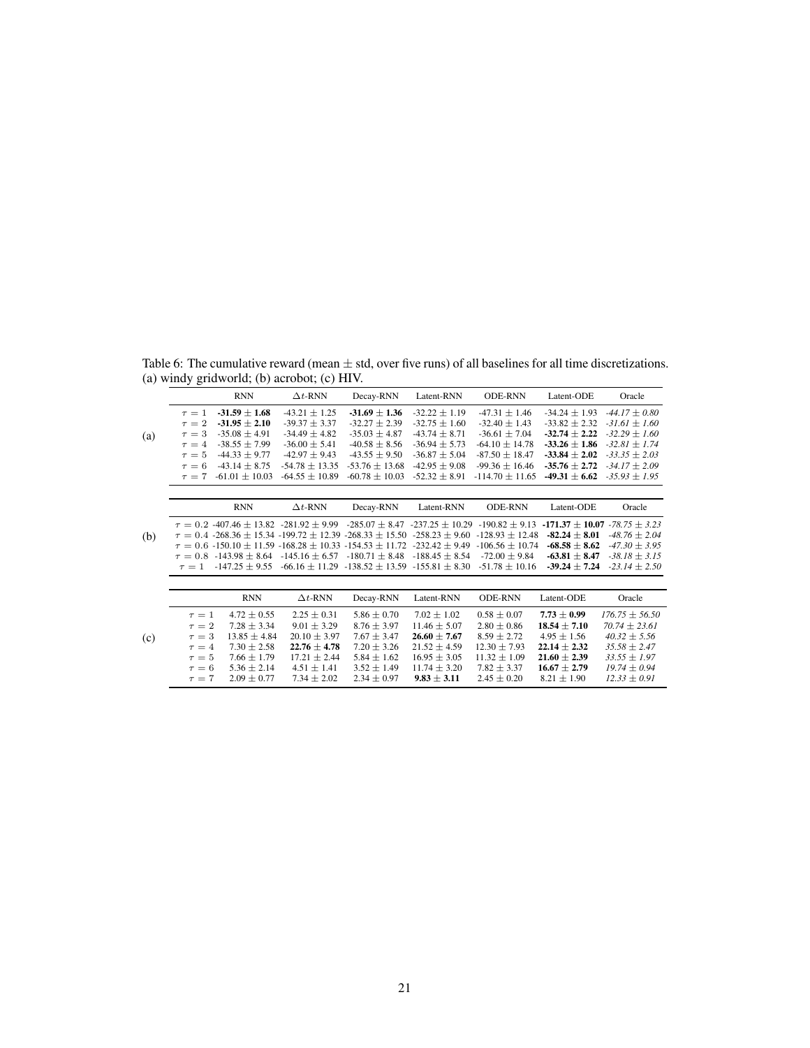Table 6: The cumulative reward (mean ± std, over five runs) of all baselines for all time discretizations. (a) windy gridworld; (b) acrobot; (c) HIV.

| | | RNN | $\Delta t$-RNN | Decay-RNN | Latent-RNN | ODE-RNN | Latent-ODE | Oracle |
|---|---|---|---|---|---|---|---|---|
| (a) | $\tau = 1$ | **-31.59 ± 1.68** | -43.21 ± 1.25 | **-31.69 ± 1.36** | -32.22 ± 1.19 | -47.31 ± 1.46 | -34.24 ± 1.93 | *-44.17 ± 0.80* |
| | $\tau = 2$ | **-31.95 ± 2.10** | -39.37 ± 3.37 | -32.27 ± 2.39 | -32.75 ± 1.60 | -32.40 ± 1.43 | -33.82 ± 2.32 | *-31.61 ± 1.60* |
| | $\tau = 3$ | -35.08 ± 4.91 | -34.49 ± 4.82 | -35.03 ± 4.87 | -43.74 ± 8.71 | -36.61 ± 7.04 | **-32.74 ± 2.22** | *-32.29 ± 1.60* |
| | $\tau = 4$ | -38.55 ± 7.99 | -36.00 ± 5.41 | -40.58 ± 8.56 | -36.94 ± 5.73 | -64.10 ± 14.78 | **-33.26 ± 1.86** | *-32.81 ± 1.74* |
| | $\tau = 5$ | -44.33 ± 9.77 | -42.97 ± 9.43 | -43.55 ± 9.50 | -36.87 ± 5.04 | -87.50 ± 18.47 | **-33.84 ± 2.02** | *-33.35 ± 2.03* |
| | $\tau = 6$ | -43.14 ± 8.75 | -54.78 ± 13.35 | -53.76 ± 13.68 | -42.95 ± 9.08 | -99.36 ± 16.46 | **-35.76 ± 2.72** | *-34.17 ± 2.09* |
| | $\tau = 7$ | -61.01 ± 10.03 | -64.55 ± 10.89 | -60.78 ± 10.03 | -52.32 ± 8.91 | -114.70 ± 11.65 | **-49.31 ± 6.62** | *-35.93 ± 1.95* |

| | | RNN | $\Delta t$-RNN | Decay-RNN | Latent-RNN | ODE-RNN | Latent-ODE | Oracle |
|---|---|---|---|---|---|---|---|---|
| (b) | $\tau = 0.2$ | -407.46 ± 13.82 | -281.92 ± 9.99 | -285.07 ± 8.47 | -237.25 ± 10.29 | -190.82 ± 9.13 | **-171.37 ± 10.07** | *-78.75 ± 3.23* |
| | $\tau = 0.4$ | -268.36 ± 15.34 | -199.72 ± 12.39 | -268.33 ± 15.50 | -258.23 ± 9.60 | -128.93 ± 12.48 | **-82.24 ± 8.01** | *-48.76 ± 2.04* |
| | $\tau = 0.6$ | -150.10 ± 11.59 | -168.28 ± 10.33 | -154.53 ± 11.72 | -232.42 ± 9.49 | -106.56 ± 10.74 | **-68.58 ± 8.62** | *-47.30 ± 3.95* |
| | $\tau = 0.8$ | -143.98 ± 8.64 | -145.16 ± 6.57 | -180.71 ± 8.48 | -188.45 ± 8.54 | -72.00 ± 9.84 | **-63.81 ± 8.47** | *-38.18 ± 3.15* |
| | $\tau = 1$ | -147.25 ± 9.55 | -66.16 ± 11.29 | -138.52 ± 13.59 | -155.81 ± 8.30 | -51.78 ± 10.16 | **-39.24 ± 7.24** | *-23.14 ± 2.50* |

| | | RNN | $\Delta t$-RNN | Decay-RNN | Latent-RNN | ODE-RNN | Latent-ODE | Oracle |
|---|---|---|---|---|---|---|---|---|
| (c) | $\tau = 1$ | 4.72 ± 0.55 | 2.25 ± 0.31 | 5.86 ± 0.70 | 7.02 ± 1.02 | 0.58 ± 0.07 | **7.73 ± 0.99** | *176.75 ± 56.50* |
| | $\tau = 2$ | 7.28 ± 3.34 | 9.01 ± 3.29 | 8.76 ± 3.97 | 11.46 ± 5.07 | 2.80 ± 0.86 | **18.54 ± 7.10** | *70.74 ± 23.61* |
| | $\tau = 3$ | 13.85 ± 4.84 | 20.10 ± 3.97 | 7.67 ± 3.47 | **26.60 ± 7.67** | 8.59 ± 2.72 | 4.95 ± 1.56 | *40.32 ± 5.56* |
| | $\tau = 4$ | 7.30 ± 2.58 | **22.76 ± 4.78** | 7.20 ± 3.26 | 21.52 ± 4.59 | 12.30 ± 7.93 | **22.14 ± 2.32** | *35.58 ± 2.47* |
| | $\tau = 5$ | 7.66 ± 1.79 | 17.21 ± 2.44 | 5.84 ± 1.62 | 16.95 ± 3.05 | 11.32 ± 1.09 | **21.60 ± 2.39** | *33.55 ± 1.97* |
| | $\tau = 6$ | 5.36 ± 2.14 | 4.51 ± 1.41 | 3.52 ± 1.49 | 11.74 ± 3.20 | 7.82 ± 3.37 | **16.67 ± 2.79** | *19.74 ± 0.94* |
| | $\tau = 7$ | 2.09 ± 0.77 | 7.34 ± 2.02 | 2.34 ± 0.97 | **9.83 ± 3.11** | 2.45 ± 0.20 | 8.21 ± 1.90 | *12.33 ± 0.91* |